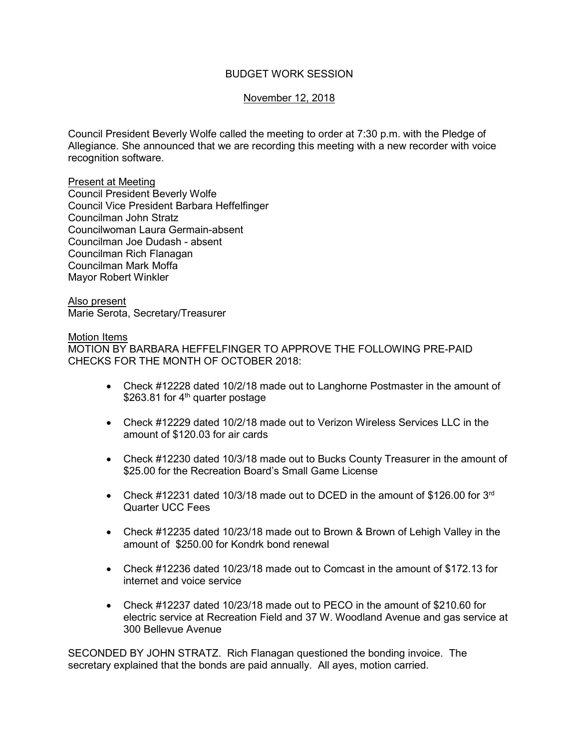# BUDGET WORK SESSION

November 12, 2018

Council President Beverly Wolfe called the meeting to order at 7:30 p.m. with the Pledge of Allegiance. She announced that we are recording this meeting with a new recorder with voice recognition software.

Present at Meeting
Council President Beverly Wolfe
Council Vice President Barbara Heffelfinger
Councilman John Stratz
Councilwoman Laura Germain-absent
Councilman Joe Dudash - absent
Councilman Rich Flanagan
Councilman Mark Moffa
Mayor Robert Winkler

Also present
Marie Serota, Secretary/Treasurer

Motion Items
MOTION BY BARBARA HEFFELFINGER TO APPROVE THE FOLLOWING PRE-PAID CHECKS FOR THE MONTH OF OCTOBER 2018:

- Check #12228 dated 10/2/18 made out to Langhorne Postmaster in the amount of $263.81 for 4th quarter postage
- Check #12229 dated 10/2/18 made out to Verizon Wireless Services LLC in the amount of $120.03 for air cards
- Check #12230 dated 10/3/18 made out to Bucks County Treasurer in the amount of $25.00 for the Recreation Board's Small Game License
- Check #12231 dated 10/3/18 made out to DCED in the amount of $126.00 for 3rd Quarter UCC Fees
- Check #12235 dated 10/23/18 made out to Brown & Brown of Lehigh Valley in the amount of $250.00 for Kondrk bond renewal
- Check #12236 dated 10/23/18 made out to Comcast in the amount of $172.13 for internet and voice service
- Check #12237 dated 10/23/18 made out to PECO in the amount of $210.60 for electric service at Recreation Field and 37 W. Woodland Avenue and gas service at 300 Bellevue Avenue

SECONDED BY JOHN STRATZ. Rich Flanagan questioned the bonding invoice. The secretary explained that the bonds are paid annually. All ayes, motion carried.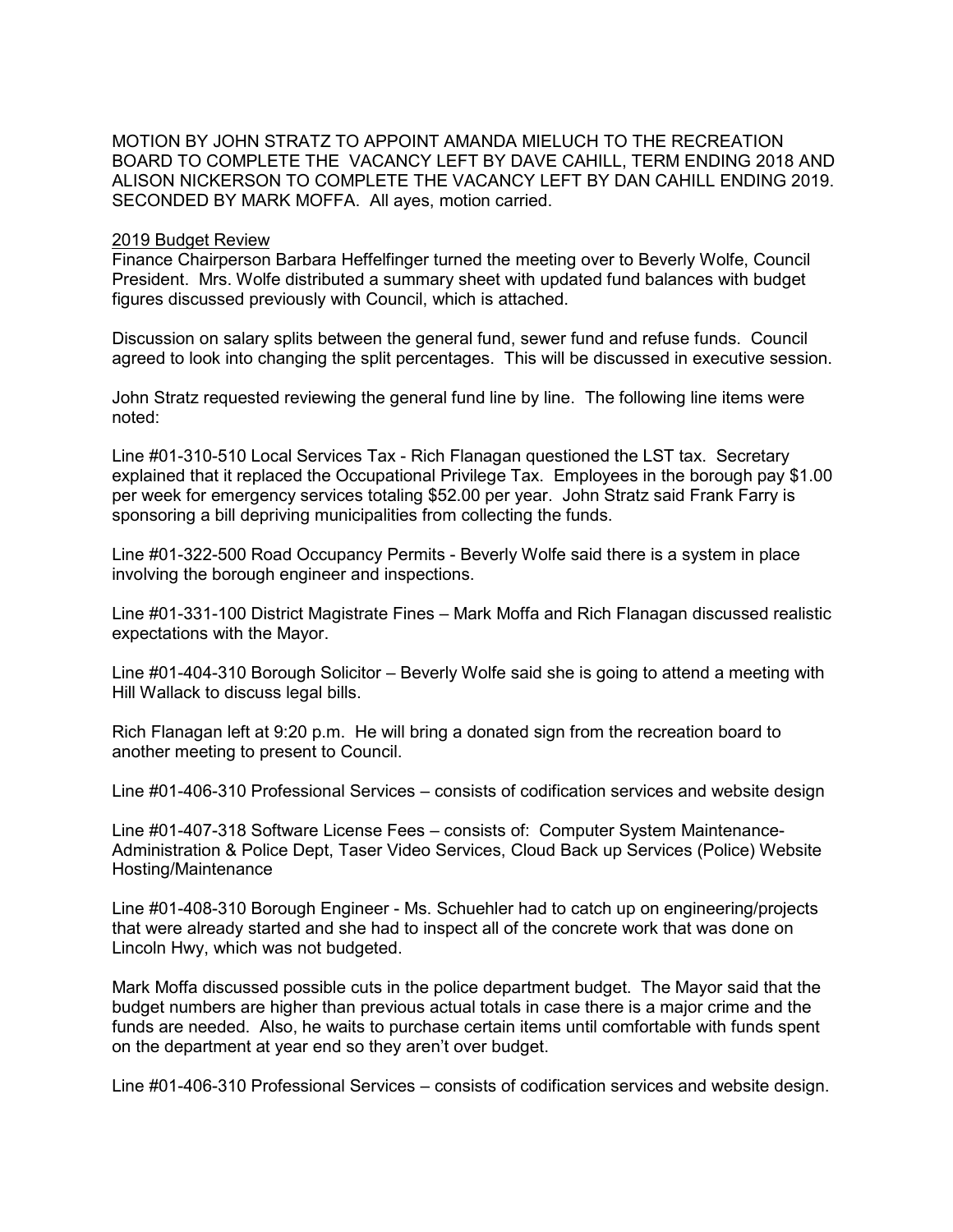MOTION BY JOHN STRATZ TO APPOINT AMANDA MIELUCH TO THE RECREATION BOARD TO COMPLETE THE VACANCY LEFT BY DAVE CAHILL, TERM ENDING 2018 AND ALISON NICKERSON TO COMPLETE THE VACANCY LEFT BY DAN CAHILL ENDING 2019. SECONDED BY MARK MOFFA. All ayes, motion carried.

2019 Budget Review

Finance Chairperson Barbara Heffelfinger turned the meeting over to Beverly Wolfe, Council President. Mrs. Wolfe distributed a summary sheet with updated fund balances with budget figures discussed previously with Council, which is attached.

Discussion on salary splits between the general fund, sewer fund and refuse funds. Council agreed to look into changing the split percentages. This will be discussed in executive session.

John Stratz requested reviewing the general fund line by line. The following line items were noted:

Line #01-310-510 Local Services Tax - Rich Flanagan questioned the LST tax. Secretary explained that it replaced the Occupational Privilege Tax. Employees in the borough pay $1.00 per week for emergency services totaling $52.00 per year. John Stratz said Frank Farry is sponsoring a bill depriving municipalities from collecting the funds.

Line #01-322-500 Road Occupancy Permits - Beverly Wolfe said there is a system in place involving the borough engineer and inspections.

Line #01-331-100 District Magistrate Fines – Mark Moffa and Rich Flanagan discussed realistic expectations with the Mayor.

Line #01-404-310 Borough Solicitor – Beverly Wolfe said she is going to attend a meeting with Hill Wallack to discuss legal bills.

Rich Flanagan left at 9:20 p.m. He will bring a donated sign from the recreation board to another meeting to present to Council.

Line #01-406-310 Professional Services – consists of codification services and website design

Line #01-407-318 Software License Fees – consists of: Computer System Maintenance-Administration & Police Dept, Taser Video Services, Cloud Back up Services (Police) Website Hosting/Maintenance

Line #01-408-310 Borough Engineer - Ms. Schuehler had to catch up on engineering/projects that were already started and she had to inspect all of the concrete work that was done on Lincoln Hwy, which was not budgeted.

Mark Moffa discussed possible cuts in the police department budget. The Mayor said that the budget numbers are higher than previous actual totals in case there is a major crime and the funds are needed. Also, he waits to purchase certain items until comfortable with funds spent on the department at year end so they aren't over budget.

Line #01-406-310 Professional Services – consists of codification services and website design.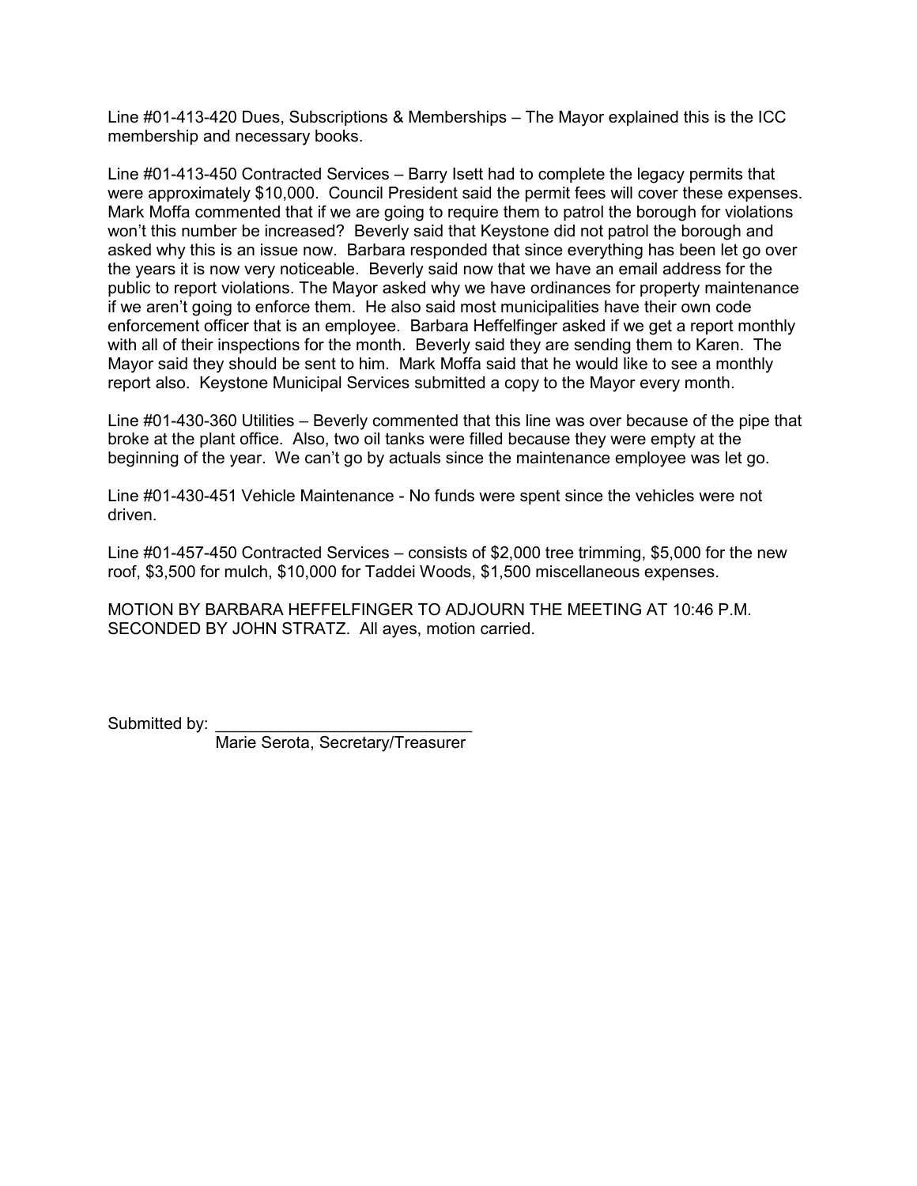Line #01-413-420 Dues, Subscriptions & Memberships – The Mayor explained this is the ICC membership and necessary books.

Line #01-413-450 Contracted Services – Barry Isett had to complete the legacy permits that were approximately $10,000. Council President said the permit fees will cover these expenses. Mark Moffa commented that if we are going to require them to patrol the borough for violations won't this number be increased? Beverly said that Keystone did not patrol the borough and asked why this is an issue now. Barbara responded that since everything has been let go over the years it is now very noticeable. Beverly said now that we have an email address for the public to report violations. The Mayor asked why we have ordinances for property maintenance if we aren't going to enforce them. He also said most municipalities have their own code enforcement officer that is an employee. Barbara Heffelfinger asked if we get a report monthly with all of their inspections for the month. Beverly said they are sending them to Karen. The Mayor said they should be sent to him. Mark Moffa said that he would like to see a monthly report also. Keystone Municipal Services submitted a copy to the Mayor every month.

Line #01-430-360 Utilities – Beverly commented that this line was over because of the pipe that broke at the plant office. Also, two oil tanks were filled because they were empty at the beginning of the year. We can't go by actuals since the maintenance employee was let go.

Line #01-430-451 Vehicle Maintenance - No funds were spent since the vehicles were not driven.

Line #01-457-450 Contracted Services – consists of $2,000 tree trimming, $5,000 for the new roof, $3,500 for mulch, $10,000 for Taddei Woods, $1,500 miscellaneous expenses.

MOTION BY BARBARA HEFFELFINGER TO ADJOURN THE MEETING AT 10:46 P.M. SECONDED BY JOHN STRATZ. All ayes, motion carried.

Submitted by: ____________________________

Marie Serota, Secretary/Treasurer